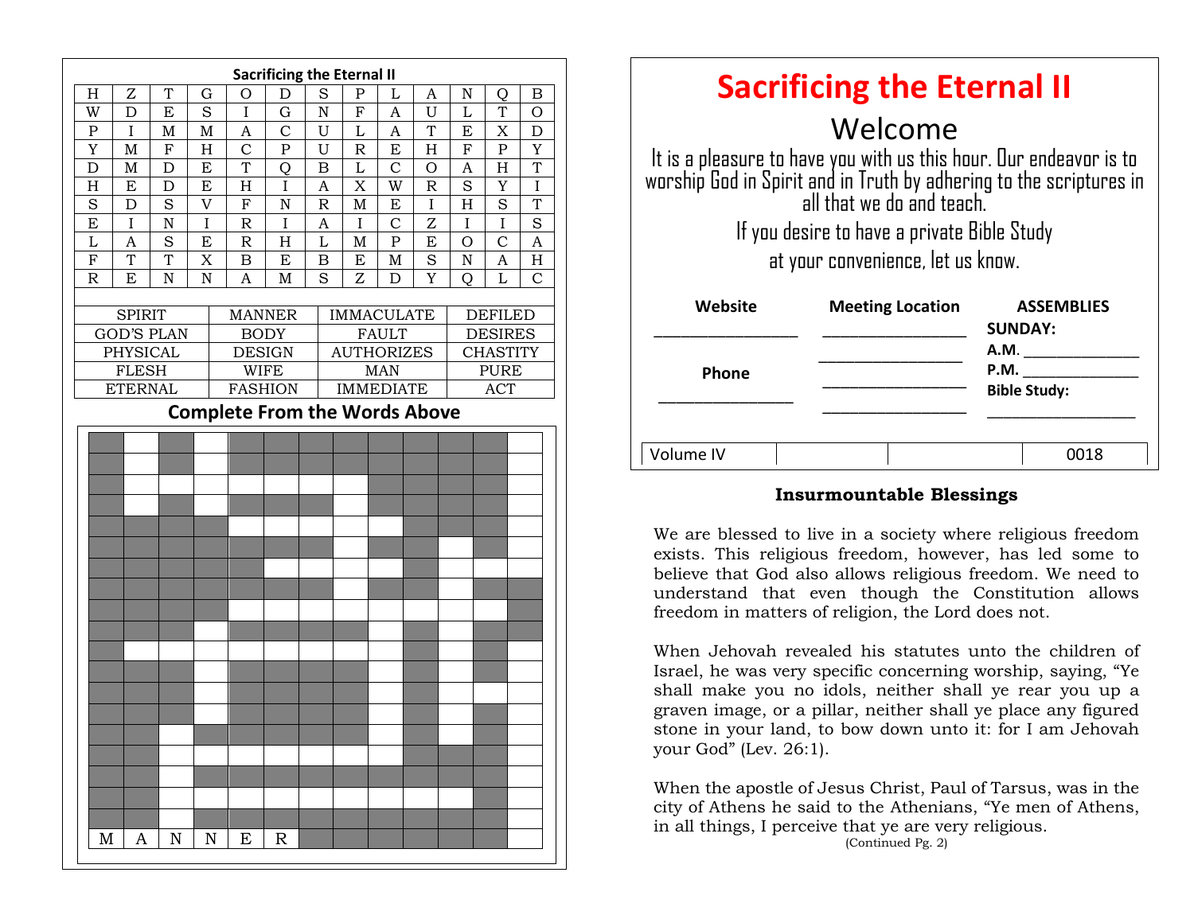### Sacrificing the Eternal II

| | | | | | | | | | | | | |
|---|---|---|---|---|---|---|---|---|---|---|---|---|
| H | Z | T | G | O | D | S | P | L | A | N | Q | B |
| W | D | E | S | I | G | N | F | A | U | L | T | O |
| P | I | M | M | A | C | U | L | A | T | E | X | D |
| Y | M | F | H | C | P | U | R | E | H | F | P | Y |
| D | M | D | E | T | Q | B | L | C | O | A | H | T |
| H | E | D | E | H | I | A | X | W | R | S | Y | I |
| S | D | S | V | F | N | R | M | E | I | H | S | T |
| E | I | N | I | R | I | A | I | C | Z | I | I | S |
| L | A | S | E | R | H | L | M | P | E | O | C | A |
| F | T | T | X | B | E | B | E | M | S | N | A | H |
| R | E | N | N | A | M | S | Z | D | Y | Q | L | C |

| | | | |
|---|---|---|---|
| SPIRIT | MANNER | IMMACULATE | DEFILED |
| GOD'S PLAN | BODY | FAULT | DESIRES |
| PHYSICAL | DESIGN | AUTHORIZES | CHASTITY |
| FLESH | WIFE | MAN | PURE |
| ETERNAL | FASHION | IMMEDIATE | ACT |

**Complete From the Words Above**

M A N N E R

# Sacrificing the Eternal II

## Welcome

It is a pleasure to have you with us this hour. Our endeavor is to worship God in Spirit and in Truth by adhering to the scriptures in all that we do and teach.

If you desire to have a private Bible Study at your convenience, let us know.

| Website | Meeting Location | ASSEMBLIES |
|---|---|---|
| ________________ | ________________ | **SUNDAY:** |
| | ________________ | **A.M.** ______________ |
| **Phone** | ________________ | **P.M.** ______________ |
| ________________ | ________________ | **Bible Study:** ______________ |

| Volume IV | | | 0018 |
|---|---|---|---|

### Insurmountable Blessings

We are blessed to live in a society where religious freedom exists. This religious freedom, however, has led some to believe that God also allows religious freedom. We need to understand that even though the Constitution allows freedom in matters of religion, the Lord does not.

When Jehovah revealed his statutes unto the children of Israel, he was very specific concerning worship, saying, "Ye shall make you no idols, neither shall ye rear you up a graven image, or a pillar, neither shall ye place any figured stone in your land, to bow down unto it: for I am Jehovah your God" (Lev. 26:1).

When the apostle of Jesus Christ, Paul of Tarsus, was in the city of Athens he said to the Athenians, "Ye men of Athens, in all things, I perceive that ye are very religious.

(Continued Pg. 2)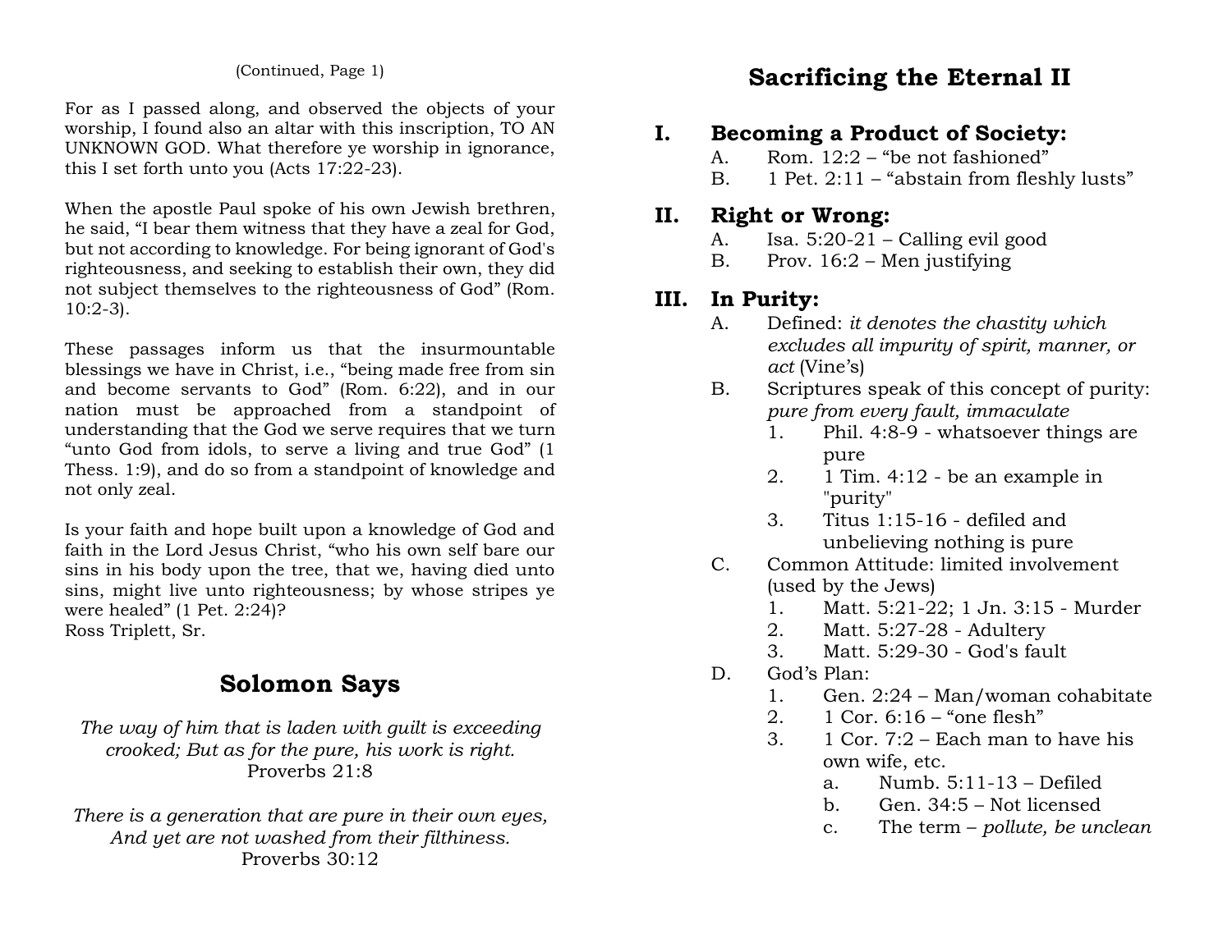(Continued, Page 1)

For as I passed along, and observed the objects of your worship, I found also an altar with this inscription, TO AN UNKNOWN GOD. What therefore ye worship in ignorance, this I set forth unto you (Acts 17:22-23).

When the apostle Paul spoke of his own Jewish brethren, he said, “I bear them witness that they have a zeal for God, but not according to knowledge. For being ignorant of God's righteousness, and seeking to establish their own, they did not subject themselves to the righteousness of God” (Rom. 10:2-3).

These passages inform us that the insurmountable blessings we have in Christ, i.e., “being made free from sin and become servants to God” (Rom. 6:22), and in our nation must be approached from a standpoint of understanding that the God we serve requires that we turn “unto God from idols, to serve a living and true God” (1 Thess. 1:9), and do so from a standpoint of knowledge and not only zeal.

Is your faith and hope built upon a knowledge of God and faith in the Lord Jesus Christ, “who his own self bare our sins in his body upon the tree, that we, having died unto sins, might live unto righteousness; by whose stripes ye were healed” (1 Pet. 2:24)?
Ross Triplett, Sr.

## Solomon Says

*The way of him that is laden with guilt is exceeding crooked; But as for the pure, his work is right.*
Proverbs 21:8

*There is a generation that are pure in their own eyes, And yet are not washed from their filthiness.*
Proverbs 30:12

# Sacrificing the Eternal II

## I. Becoming a Product of Society:

A. Rom. 12:2 – “be not fashioned”
B. 1 Pet. 2:11 – “abstain from fleshly lusts”

## II. Right or Wrong:

A. Isa. 5:20-21 – Calling evil good
B. Prov. 16:2 – Men justifying

## III. In Purity:

A. Defined: *it denotes the chastity which excludes all impurity of spirit, manner, or act* (Vine’s)
B. Scriptures speak of this concept of purity: *pure from every fault, immaculate*
  1. Phil. 4:8-9 - whatsoever things are pure
  2. 1 Tim. 4:12 - be an example in "purity"
  3. Titus 1:15-16 - defiled and unbelieving nothing is pure
C. Common Attitude: limited involvement (used by the Jews)
  1. Matt. 5:21-22; 1 Jn. 3:15 - Murder
  2. Matt. 5:27-28 - Adultery
  3. Matt. 5:29-30 - God's fault
D. God’s Plan:
  1. Gen. 2:24 – Man/woman cohabitate
  2. 1 Cor. 6:16 – “one flesh”
  3. 1 Cor. 7:2 – Each man to have his own wife, etc.
    a. Numb. 5:11-13 – Defiled
    b. Gen. 34:5 – Not licensed
    c. The term – *pollute, be unclean*